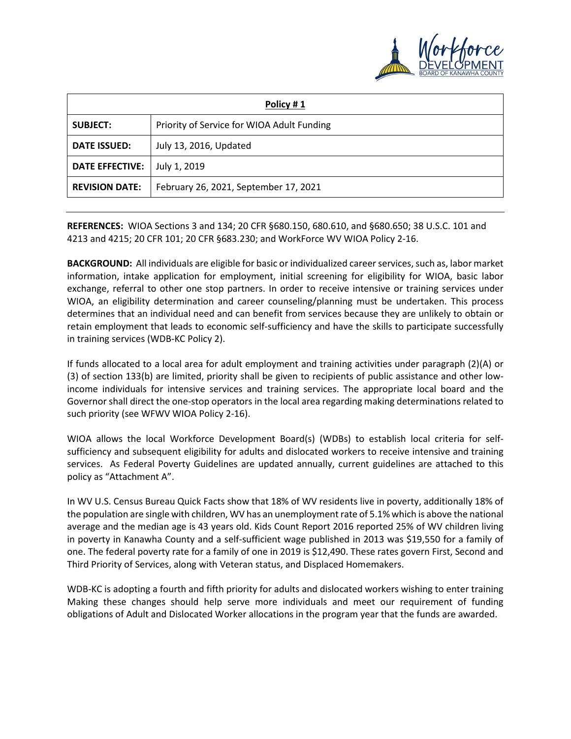| Policy # 1 | |
|---|---|
| **SUBJECT:** | Priority of Service for WIOA Adult Funding |
| **DATE ISSUED:** | July 13, 2016, Updated |
| **DATE EFFECTIVE:** | July 1, 2019 |
| **REVISION DATE:** | February 26, 2021, September 17, 2021 |

**REFERENCES:** WIOA Sections 3 and 134; 20 CFR §680.150, 680.610, and §680.650; 38 U.S.C. 101 and 4213 and 4215; 20 CFR 101; 20 CFR §683.230; and WorkForce WV WIOA Policy 2-16.

**BACKGROUND:** All individuals are eligible for basic or individualized career services, such as, labor market information, intake application for employment, initial screening for eligibility for WIOA, basic labor exchange, referral to other one stop partners. In order to receive intensive or training services under WIOA, an eligibility determination and career counseling/planning must be undertaken. This process determines that an individual need and can benefit from services because they are unlikely to obtain or retain employment that leads to economic self-sufficiency and have the skills to participate successfully in training services (WDB-KC Policy 2).

If funds allocated to a local area for adult employment and training activities under paragraph (2)(A) or (3) of section 133(b) are limited, priority shall be given to recipients of public assistance and other low-income individuals for intensive services and training services. The appropriate local board and the Governor shall direct the one-stop operators in the local area regarding making determinations related to such priority (see WFWV WIOA Policy 2-16).

WIOA allows the local Workforce Development Board(s) (WDBs) to establish local criteria for self-sufficiency and subsequent eligibility for adults and dislocated workers to receive intensive and training services. As Federal Poverty Guidelines are updated annually, current guidelines are attached to this policy as "Attachment A".

In WV U.S. Census Bureau Quick Facts show that 18% of WV residents live in poverty, additionally 18% of the population are single with children, WV has an unemployment rate of 5.1% which is above the national average and the median age is 43 years old. Kids Count Report 2016 reported 25% of WV children living in poverty in Kanawha County and a self-sufficient wage published in 2013 was $19,550 for a family of one. The federal poverty rate for a family of one in 2019 is $12,490. These rates govern First, Second and Third Priority of Services, along with Veteran status, and Displaced Homemakers.

WDB-KC is adopting a fourth and fifth priority for adults and dislocated workers wishing to enter training Making these changes should help serve more individuals and meet our requirement of funding obligations of Adult and Dislocated Worker allocations in the program year that the funds are awarded.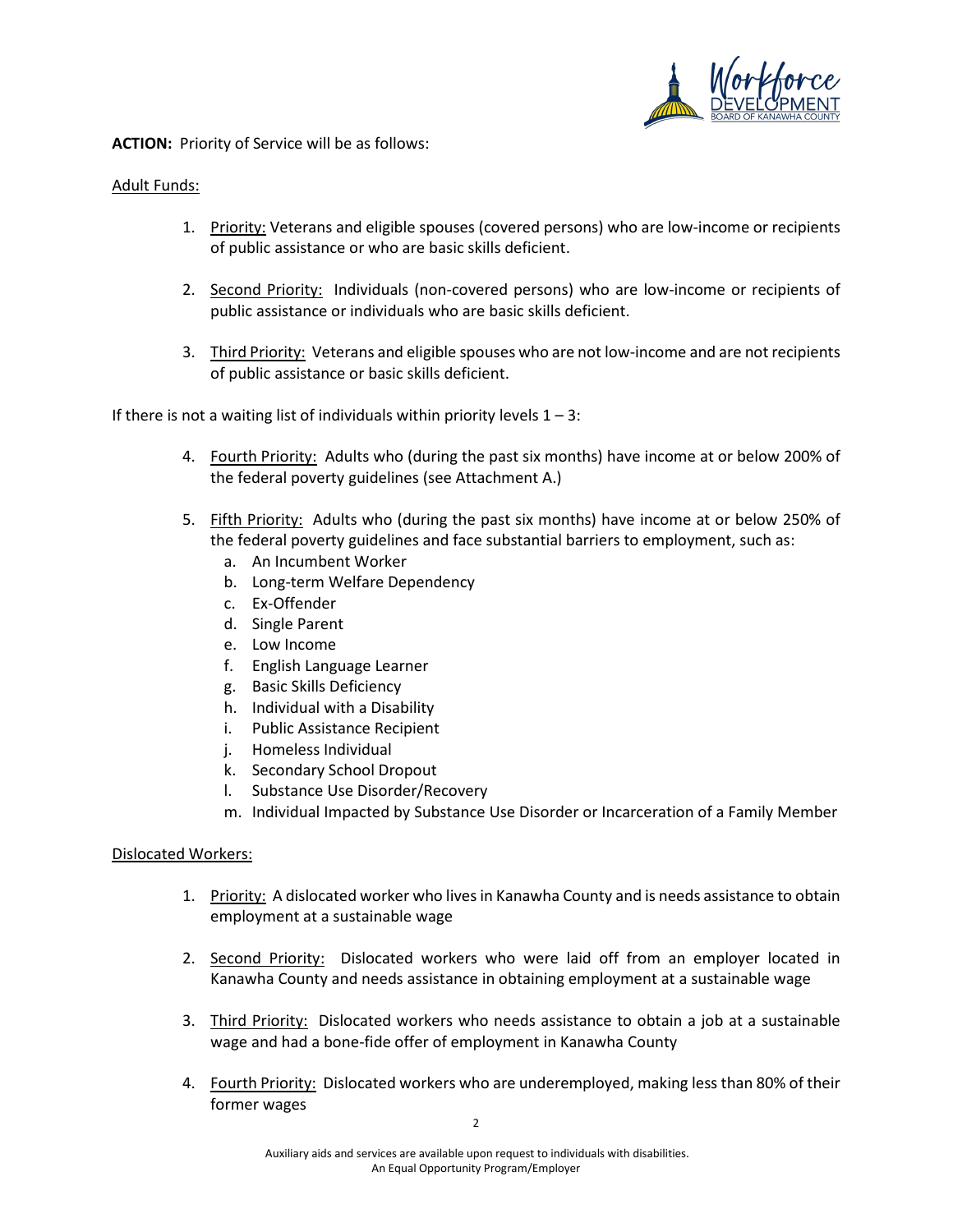**ACTION:** Priority of Service will be as follows:

Adult Funds:

1. Priority: Veterans and eligible spouses (covered persons) who are low-income or recipients of public assistance or who are basic skills deficient.

2. Second Priority: Individuals (non-covered persons) who are low-income or recipients of public assistance or individuals who are basic skills deficient.

3. Third Priority: Veterans and eligible spouses who are not low-income and are not recipients of public assistance or basic skills deficient.

If there is not a waiting list of individuals within priority levels 1 – 3:

4. Fourth Priority: Adults who (during the past six months) have income at or below 200% of the federal poverty guidelines (see Attachment A.)

5. Fifth Priority: Adults who (during the past six months) have income at or below 250% of the federal poverty guidelines and face substantial barriers to employment, such as:
   a. An Incumbent Worker
   b. Long-term Welfare Dependency
   c. Ex-Offender
   d. Single Parent
   e. Low Income
   f. English Language Learner
   g. Basic Skills Deficiency
   h. Individual with a Disability
   i. Public Assistance Recipient
   j. Homeless Individual
   k. Secondary School Dropout
   l. Substance Use Disorder/Recovery
   m. Individual Impacted by Substance Use Disorder or Incarceration of a Family Member

Dislocated Workers:

1. Priority: A dislocated worker who lives in Kanawha County and is needs assistance to obtain employment at a sustainable wage

2. Second Priority: Dislocated workers who were laid off from an employer located in Kanawha County and needs assistance in obtaining employment at a sustainable wage

3. Third Priority: Dislocated workers who needs assistance to obtain a job at a sustainable wage and had a bone-fide offer of employment in Kanawha County

4. Fourth Priority: Dislocated workers who are underemployed, making less than 80% of their former wages

Auxiliary aids and services are available upon request to individuals with disabilities.
An Equal Opportunity Program/Employer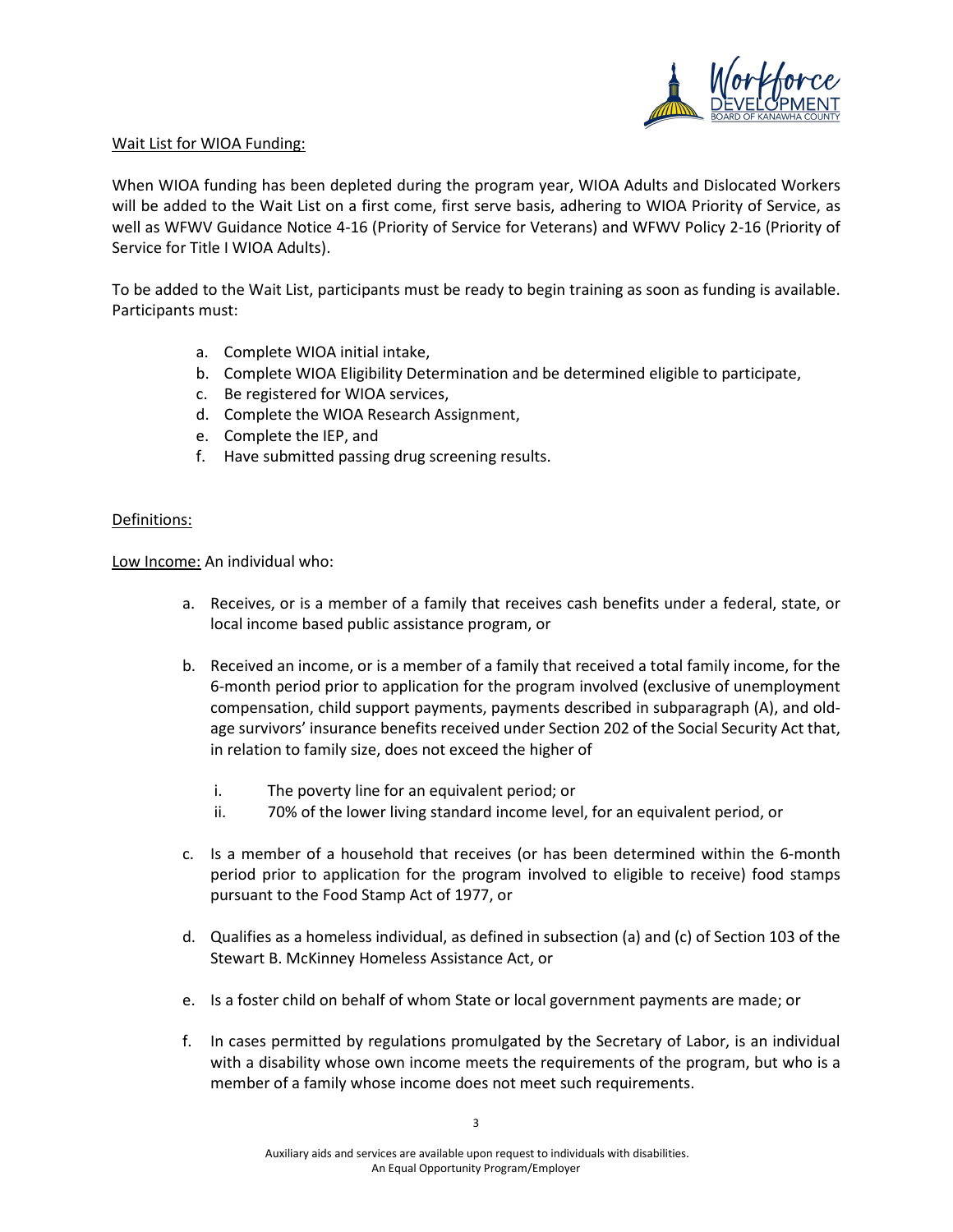Wait List for WIOA Funding:

When WIOA funding has been depleted during the program year, WIOA Adults and Dislocated Workers will be added to the Wait List on a first come, first serve basis, adhering to WIOA Priority of Service, as well as WFWV Guidance Notice 4-16 (Priority of Service for Veterans) and WFWV Policy 2-16 (Priority of Service for Title I WIOA Adults).

To be added to the Wait List, participants must be ready to begin training as soon as funding is available. Participants must:

a. Complete WIOA initial intake,
b. Complete WIOA Eligibility Determination and be determined eligible to participate,
c. Be registered for WIOA services,
d. Complete the WIOA Research Assignment,
e. Complete the IEP, and
f. Have submitted passing drug screening results.

Definitions:

Low Income: An individual who:

a. Receives, or is a member of a family that receives cash benefits under a federal, state, or local income based public assistance program, or

b. Received an income, or is a member of a family that received a total family income, for the 6-month period prior to application for the program involved (exclusive of unemployment compensation, child support payments, payments described in subparagraph (A), and old-age survivors' insurance benefits received under Section 202 of the Social Security Act that, in relation to family size, does not exceed the higher of

   i. The poverty line for an equivalent period; or
   ii. 70% of the lower living standard income level, for an equivalent period, or

c. Is a member of a household that receives (or has been determined within the 6-month period prior to application for the program involved to eligible to receive) food stamps pursuant to the Food Stamp Act of 1977, or

d. Qualifies as a homeless individual, as defined in subsection (a) and (c) of Section 103 of the Stewart B. McKinney Homeless Assistance Act, or

e. Is a foster child on behalf of whom State or local government payments are made; or

f. In cases permitted by regulations promulgated by the Secretary of Labor, is an individual with a disability whose own income meets the requirements of the program, but who is a member of a family whose income does not meet such requirements.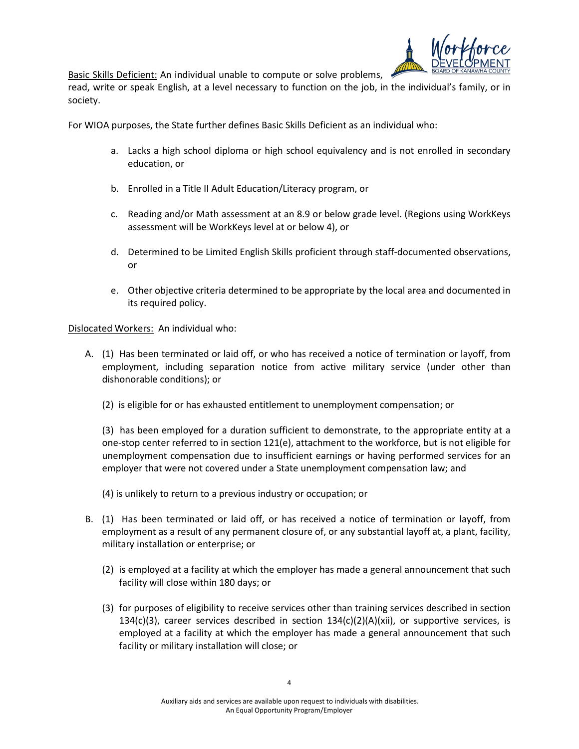<u>Basic Skills Deficient:</u> An individual unable to compute or solve problems, read, write or speak English, at a level necessary to function on the job, in the individual's family, or in society.

For WIOA purposes, the State further defines Basic Skills Deficient as an individual who:

a. Lacks a high school diploma or high school equivalency and is not enrolled in secondary education, or

b. Enrolled in a Title II Adult Education/Literacy program, or

c. Reading and/or Math assessment at an 8.9 or below grade level. (Regions using WorkKeys assessment will be WorkKeys level at or below 4), or

d. Determined to be Limited English Skills proficient through staff-documented observations, or

e. Other objective criteria determined to be appropriate by the local area and documented in its required policy.

<u>Dislocated Workers:</u> An individual who:

A. (1) Has been terminated or laid off, or who has received a notice of termination or layoff, from employment, including separation notice from active military service (under other than dishonorable conditions); or

(2) is eligible for or has exhausted entitlement to unemployment compensation; or

(3) has been employed for a duration sufficient to demonstrate, to the appropriate entity at a one-stop center referred to in section 121(e), attachment to the workforce, but is not eligible for unemployment compensation due to insufficient earnings or having performed services for an employer that were not covered under a State unemployment compensation law; and

(4) is unlikely to return to a previous industry or occupation; or

B. (1) Has been terminated or laid off, or has received a notice of termination or layoff, from employment as a result of any permanent closure of, or any substantial layoff at, a plant, facility, military installation or enterprise; or

(2) is employed at a facility at which the employer has made a general announcement that such facility will close within 180 days; or

(3) for purposes of eligibility to receive services other than training services described in section 134(c)(3), career services described in section 134(c)(2)(A)(xii), or supportive services, is employed at a facility at which the employer has made a general announcement that such facility or military installation will close; or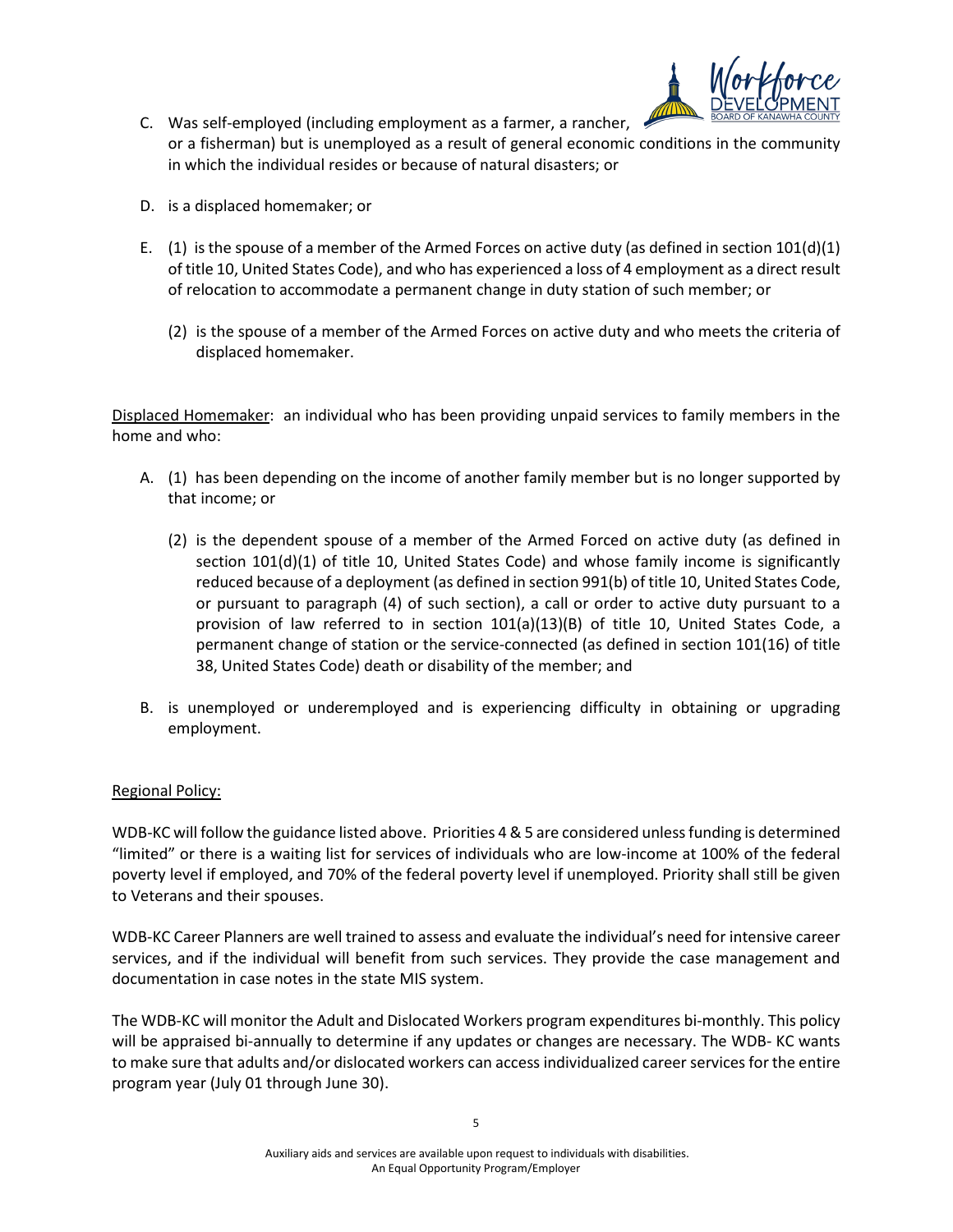C. Was self-employed (including employment as a farmer, a rancher, or a fisherman) but is unemployed as a result of general economic conditions in the community in which the individual resides or because of natural disasters; or

D. is a displaced homemaker; or

E. (1) is the spouse of a member of the Armed Forces on active duty (as defined in section 101(d)(1) of title 10, United States Code), and who has experienced a loss of 4 employment as a direct result of relocation to accommodate a permanent change in duty station of such member; or

   (2) is the spouse of a member of the Armed Forces on active duty and who meets the criteria of displaced homemaker.

<u>Displaced Homemaker</u>: an individual who has been providing unpaid services to family members in the home and who:

A. (1) has been depending on the income of another family member but is no longer supported by that income; or

   (2) is the dependent spouse of a member of the Armed Forced on active duty (as defined in section 101(d)(1) of title 10, United States Code) and whose family income is significantly reduced because of a deployment (as defined in section 991(b) of title 10, United States Code, or pursuant to paragraph (4) of such section), a call or order to active duty pursuant to a provision of law referred to in section 101(a)(13)(B) of title 10, United States Code, a permanent change of station or the service-connected (as defined in section 101(16) of title 38, United States Code) death or disability of the member; and

B. is unemployed or underemployed and is experiencing difficulty in obtaining or upgrading employment.

<u>Regional Policy:</u>

WDB-KC will follow the guidance listed above. Priorities 4 & 5 are considered unless funding is determined "limited" or there is a waiting list for services of individuals who are low-income at 100% of the federal poverty level if employed, and 70% of the federal poverty level if unemployed. Priority shall still be given to Veterans and their spouses.

WDB-KC Career Planners are well trained to assess and evaluate the individual's need for intensive career services, and if the individual will benefit from such services. They provide the case management and documentation in case notes in the state MIS system.

The WDB-KC will monitor the Adult and Dislocated Workers program expenditures bi-monthly. This policy will be appraised bi-annually to determine if any updates or changes are necessary. The WDB- KC wants to make sure that adults and/or dislocated workers can access individualized career services for the entire program year (July 01 through June 30).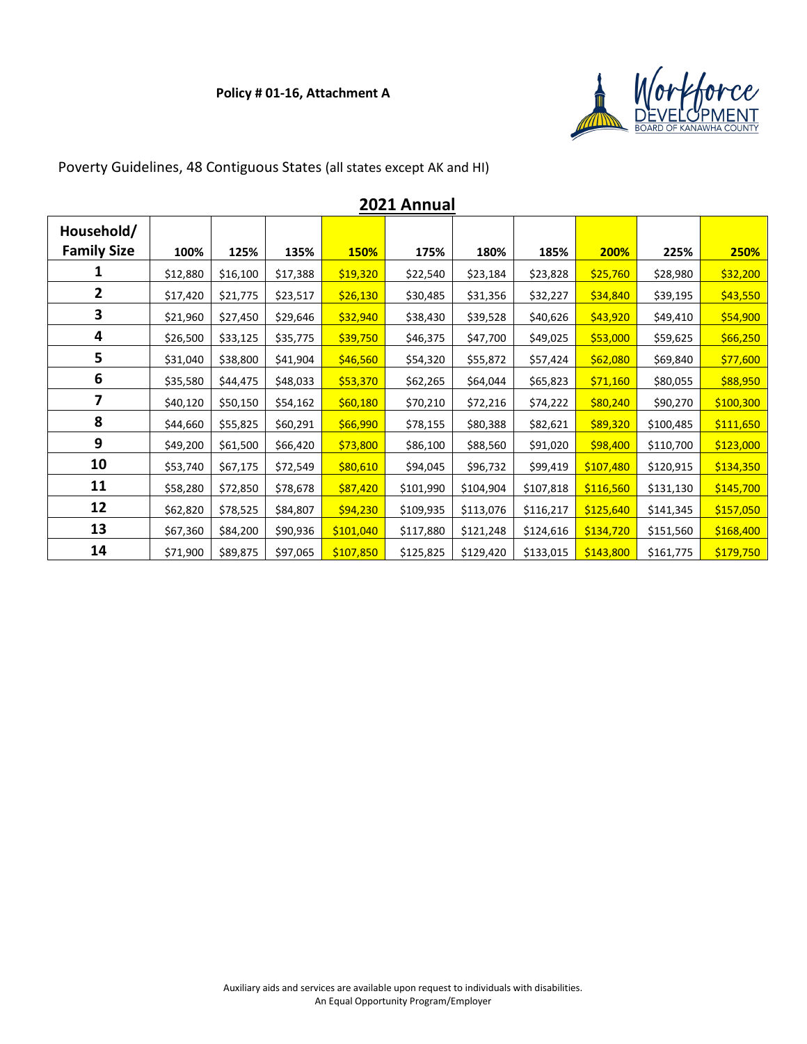**Policy # 01-16, Attachment A**

Poverty Guidelines, 48 Contiguous States (all states except AK and HI)

## 2021 Annual

| Household/ Family Size | 100% | 125% | 135% | 150% | 175% | 180% | 185% | 200% | 225% | 250% |
|---|---|---|---|---|---|---|---|---|---|---|
| 1 | $12,880 | $16,100 | $17,388 | $19,320 | $22,540 | $23,184 | $23,828 | $25,760 | $28,980 | $32,200 |
| 2 | $17,420 | $21,775 | $23,517 | $26,130 | $30,485 | $31,356 | $32,227 | $34,840 | $39,195 | $43,550 |
| 3 | $21,960 | $27,450 | $29,646 | $32,940 | $38,430 | $39,528 | $40,626 | $43,920 | $49,410 | $54,900 |
| 4 | $26,500 | $33,125 | $35,775 | $39,750 | $46,375 | $47,700 | $49,025 | $53,000 | $59,625 | $66,250 |
| 5 | $31,040 | $38,800 | $41,904 | $46,560 | $54,320 | $55,872 | $57,424 | $62,080 | $69,840 | $77,600 |
| 6 | $35,580 | $44,475 | $48,033 | $53,370 | $62,265 | $64,044 | $65,823 | $71,160 | $80,055 | $88,950 |
| 7 | $40,120 | $50,150 | $54,162 | $60,180 | $70,210 | $72,216 | $74,222 | $80,240 | $90,270 | $100,300 |
| 8 | $44,660 | $55,825 | $60,291 | $66,990 | $78,155 | $80,388 | $82,621 | $89,320 | $100,485 | $111,650 |
| 9 | $49,200 | $61,500 | $66,420 | $73,800 | $86,100 | $88,560 | $91,020 | $98,400 | $110,700 | $123,000 |
| 10 | $53,740 | $67,175 | $72,549 | $80,610 | $94,045 | $96,732 | $99,419 | $107,480 | $120,915 | $134,350 |
| 11 | $58,280 | $72,850 | $78,678 | $87,420 | $101,990 | $104,904 | $107,818 | $116,560 | $131,130 | $145,700 |
| 12 | $62,820 | $78,525 | $84,807 | $94,230 | $109,935 | $113,076 | $116,217 | $125,640 | $141,345 | $157,050 |
| 13 | $67,360 | $84,200 | $90,936 | $101,040 | $117,880 | $121,248 | $124,616 | $134,720 | $151,560 | $168,400 |
| 14 | $71,900 | $89,875 | $97,065 | $107,850 | $125,825 | $129,420 | $133,015 | $143,800 | $161,775 | $179,750 |

Auxiliary aids and services are available upon request to individuals with disabilities.
An Equal Opportunity Program/Employer